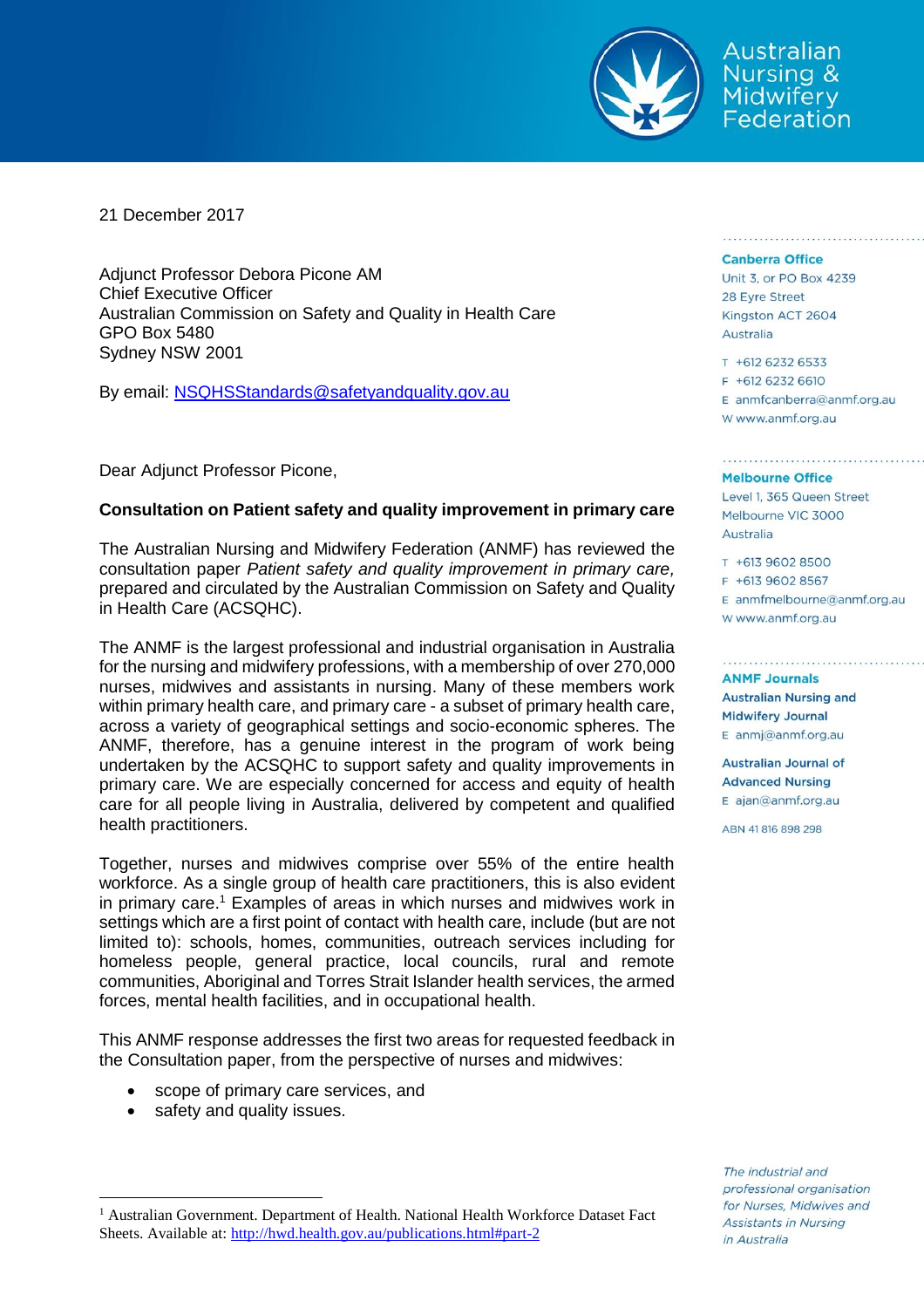Australian Nursing & Midwifery Federation

21 December 2017

Adjunct Professor Debora Picone AM
Chief Executive Officer
Australian Commission on Safety and Quality in Health Care
GPO Box 5480
Sydney NSW 2001

By email: NSQHSStandards@safetyandquality.gov.au

Dear Adjunct Professor Picone,

**Consultation on Patient safety and quality improvement in primary care**

The Australian Nursing and Midwifery Federation (ANMF) has reviewed the consultation paper *Patient safety and quality improvement in primary care,* prepared and circulated by the Australian Commission on Safety and Quality in Health Care (ACSQHC).

The ANMF is the largest professional and industrial organisation in Australia for the nursing and midwifery professions, with a membership of over 270,000 nurses, midwives and assistants in nursing. Many of these members work within primary health care, and primary care - a subset of primary health care, across a variety of geographical settings and socio-economic spheres. The ANMF, therefore, has a genuine interest in the program of work being undertaken by the ACSQHC to support safety and quality improvements in primary care. We are especially concerned for access and equity of health care for all people living in Australia, delivered by competent and qualified health practitioners.

Together, nurses and midwives comprise over 55% of the entire health workforce. As a single group of health care practitioners, this is also evident in primary care.[1] Examples of areas in which nurses and midwives work in settings which are a first point of contact with health care, include (but are not limited to): schools, homes, communities, outreach services including for homeless people, general practice, local councils, rural and remote communities, Aboriginal and Torres Strait Islander health services, the armed forces, mental health facilities, and in occupational health.

This ANMF response addresses the first two areas for requested feedback in the Consultation paper, from the perspective of nurses and midwives:

- scope of primary care services, and
- safety and quality issues.

[1] Australian Government. Department of Health. National Health Workforce Dataset Fact Sheets. Available at: http://hwd.health.gov.au/publications.html#part-2

**Canberra Office**
Unit 3, or PO Box 4239
28 Eyre Street
Kingston ACT 2604
Australia

T +612 6232 6533
F +612 6232 6610
E anmfcanberra@anmf.org.au
W www.anmf.org.au

**Melbourne Office**
Level 1, 365 Queen Street
Melbourne VIC 3000
Australia

T +613 9602 8500
F +613 9602 8567
E anmfmelbourne@anmf.org.au
W www.anmf.org.au

**ANMF Journals**
Australian Nursing and Midwifery Journal
E anmj@anmf.org.au

Australian Journal of Advanced Nursing
E ajan@anmf.org.au

ABN 41 816 898 298

*The industrial and professional organisation for Nurses, Midwives and Assistants in Nursing in Australia*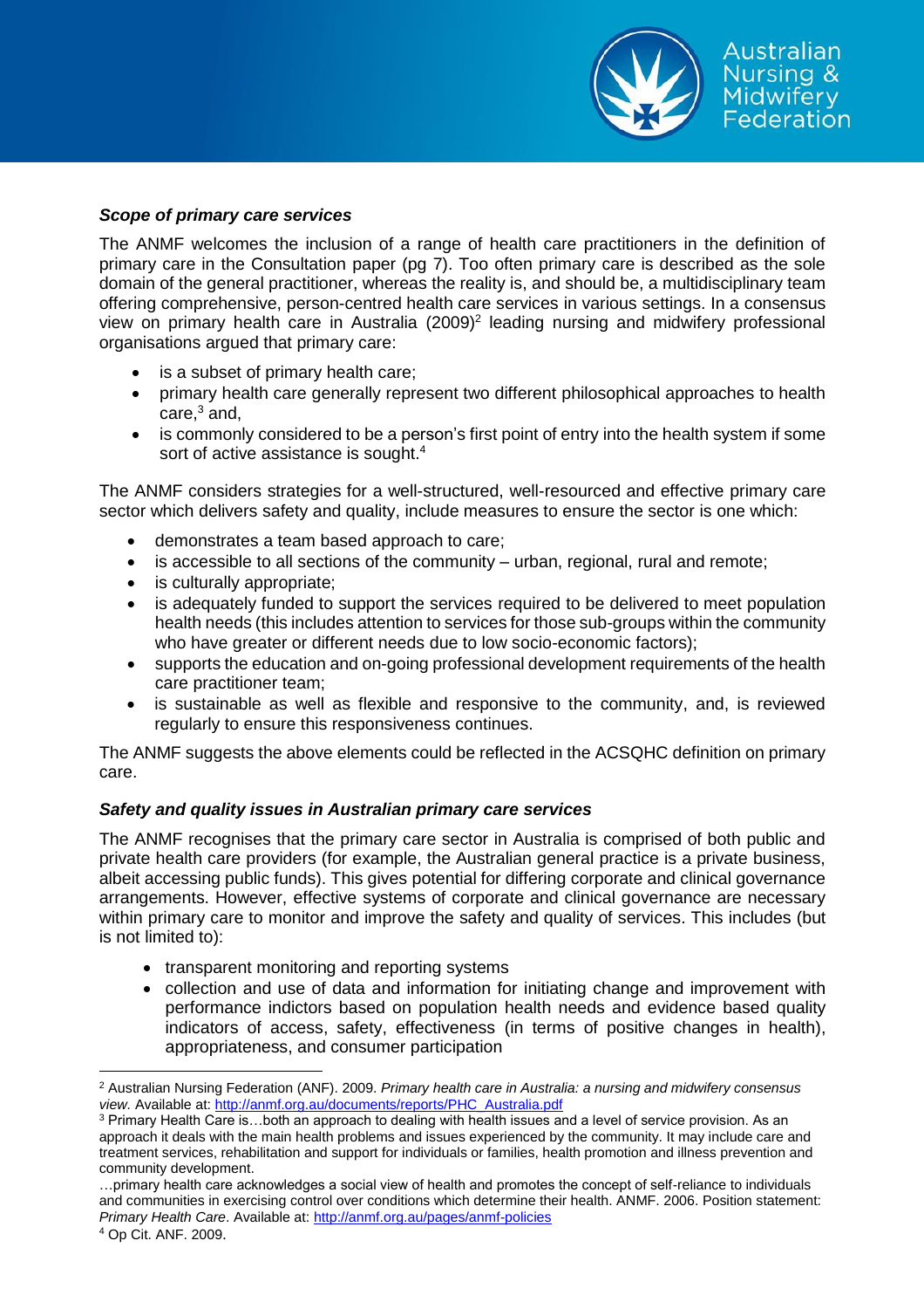***Scope of primary care services***

The ANMF welcomes the inclusion of a range of health care practitioners in the definition of primary care in the Consultation paper (pg 7). Too often primary care is described as the sole domain of the general practitioner, whereas the reality is, and should be, a multidisciplinary team offering comprehensive, person-centred health care services in various settings. In a consensus view on primary health care in Australia (2009)[2] leading nursing and midwifery professional organisations argued that primary care:

- is a subset of primary health care;
- primary health care generally represent two different philosophical approaches to health care,[3] and,
- is commonly considered to be a person's first point of entry into the health system if some sort of active assistance is sought.[4]

The ANMF considers strategies for a well-structured, well-resourced and effective primary care sector which delivers safety and quality, include measures to ensure the sector is one which:

- demonstrates a team based approach to care;
- is accessible to all sections of the community – urban, regional, rural and remote;
- is culturally appropriate;
- is adequately funded to support the services required to be delivered to meet population health needs (this includes attention to services for those sub-groups within the community who have greater or different needs due to low socio-economic factors);
- supports the education and on-going professional development requirements of the health care practitioner team;
- is sustainable as well as flexible and responsive to the community, and, is reviewed regularly to ensure this responsiveness continues.

The ANMF suggests the above elements could be reflected in the ACSQHC definition on primary care.

***Safety and quality issues in Australian primary care services***

The ANMF recognises that the primary care sector in Australia is comprised of both public and private health care providers (for example, the Australian general practice is a private business, albeit accessing public funds). This gives potential for differing corporate and clinical governance arrangements. However, effective systems of corporate and clinical governance are necessary within primary care to monitor and improve the safety and quality of services. This includes (but is not limited to):

- transparent monitoring and reporting systems
- collection and use of data and information for initiating change and improvement with performance indictors based on population health needs and evidence based quality indicators of access, safety, effectiveness (in terms of positive changes in health), appropriateness, and consumer participation

---

[2] Australian Nursing Federation (ANF). 2009. *Primary health care in Australia: a nursing and midwifery consensus view.* Available at: http://anmf.org.au/documents/reports/PHC_Australia.pdf

[3] Primary Health Care is…both an approach to dealing with health issues and a level of service provision. As an approach it deals with the main health problems and issues experienced by the community. It may include care and treatment services, rehabilitation and support for individuals or families, health promotion and illness prevention and community development.

…primary health care acknowledges a social view of health and promotes the concept of self-reliance to individuals and communities in exercising control over conditions which determine their health. ANMF. 2006. Position statement: *Primary Health Care*. Available at: http://anmf.org.au/pages/anmf-policies

[4] Op Cit. ANF. 2009.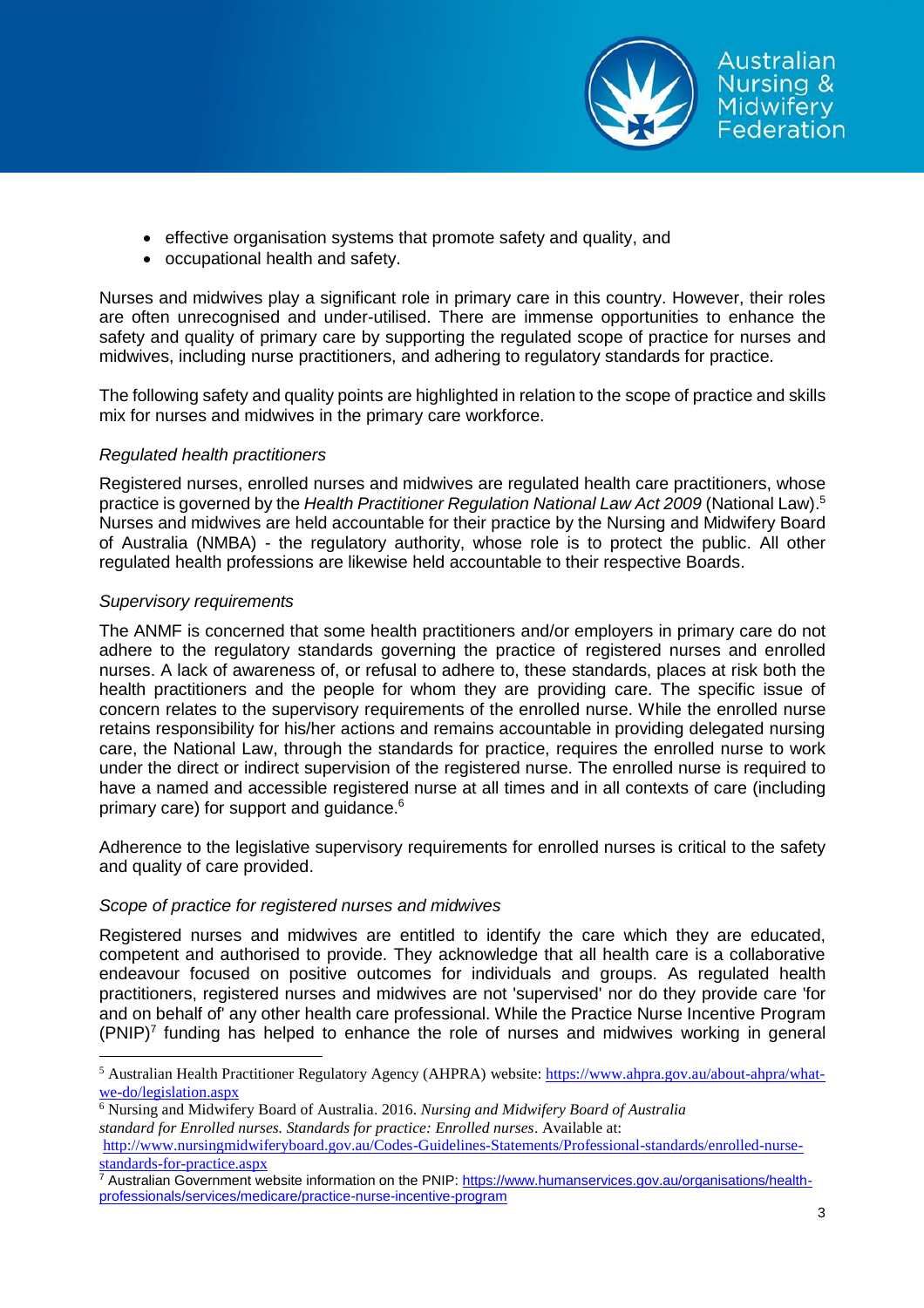- effective organisation systems that promote safety and quality, and
- occupational health and safety.

Nurses and midwives play a significant role in primary care in this country. However, their roles are often unrecognised and under-utilised. There are immense opportunities to enhance the safety and quality of primary care by supporting the regulated scope of practice for nurses and midwives, including nurse practitioners, and adhering to regulatory standards for practice.

The following safety and quality points are highlighted in relation to the scope of practice and skills mix for nurses and midwives in the primary care workforce.

*Regulated health practitioners*

Registered nurses, enrolled nurses and midwives are regulated health care practitioners, whose practice is governed by the *Health Practitioner Regulation National Law Act 2009* (National Law).[5] Nurses and midwives are held accountable for their practice by the Nursing and Midwifery Board of Australia (NMBA) - the regulatory authority, whose role is to protect the public. All other regulated health professions are likewise held accountable to their respective Boards.

*Supervisory requirements*

The ANMF is concerned that some health practitioners and/or employers in primary care do not adhere to the regulatory standards governing the practice of registered nurses and enrolled nurses. A lack of awareness of, or refusal to adhere to, these standards, places at risk both the health practitioners and the people for whom they are providing care. The specific issue of concern relates to the supervisory requirements of the enrolled nurse. While the enrolled nurse retains responsibility for his/her actions and remains accountable in providing delegated nursing care, the National Law, through the standards for practice, requires the enrolled nurse to work under the direct or indirect supervision of the registered nurse. The enrolled nurse is required to have a named and accessible registered nurse at all times and in all contexts of care (including primary care) for support and guidance.[6]

Adherence to the legislative supervisory requirements for enrolled nurses is critical to the safety and quality of care provided.

*Scope of practice for registered nurses and midwives*

Registered nurses and midwives are entitled to identify the care which they are educated, competent and authorised to provide. They acknowledge that all health care is a collaborative endeavour focused on positive outcomes for individuals and groups. As regulated health practitioners, registered nurses and midwives are not 'supervised' nor do they provide care 'for and on behalf of' any other health care professional. While the Practice Nurse Incentive Program (PNIP)[7] funding has helped to enhance the role of nurses and midwives working in general

---

[5] Australian Health Practitioner Regulatory Agency (AHPRA) website: https://www.ahpra.gov.au/about-ahpra/what-we-do/legislation.aspx

[6] Nursing and Midwifery Board of Australia. 2016. *Nursing and Midwifery Board of Australia standard for Enrolled nurses. Standards for practice: Enrolled nurses*. Available at: http://www.nursingmidwiferyboard.gov.au/Codes-Guidelines-Statements/Professional-standards/enrolled-nurse-standards-for-practice.aspx

[7] Australian Government website information on the PNIP: https://www.humanservices.gov.au/organisations/health-professionals/services/medicare/practice-nurse-incentive-program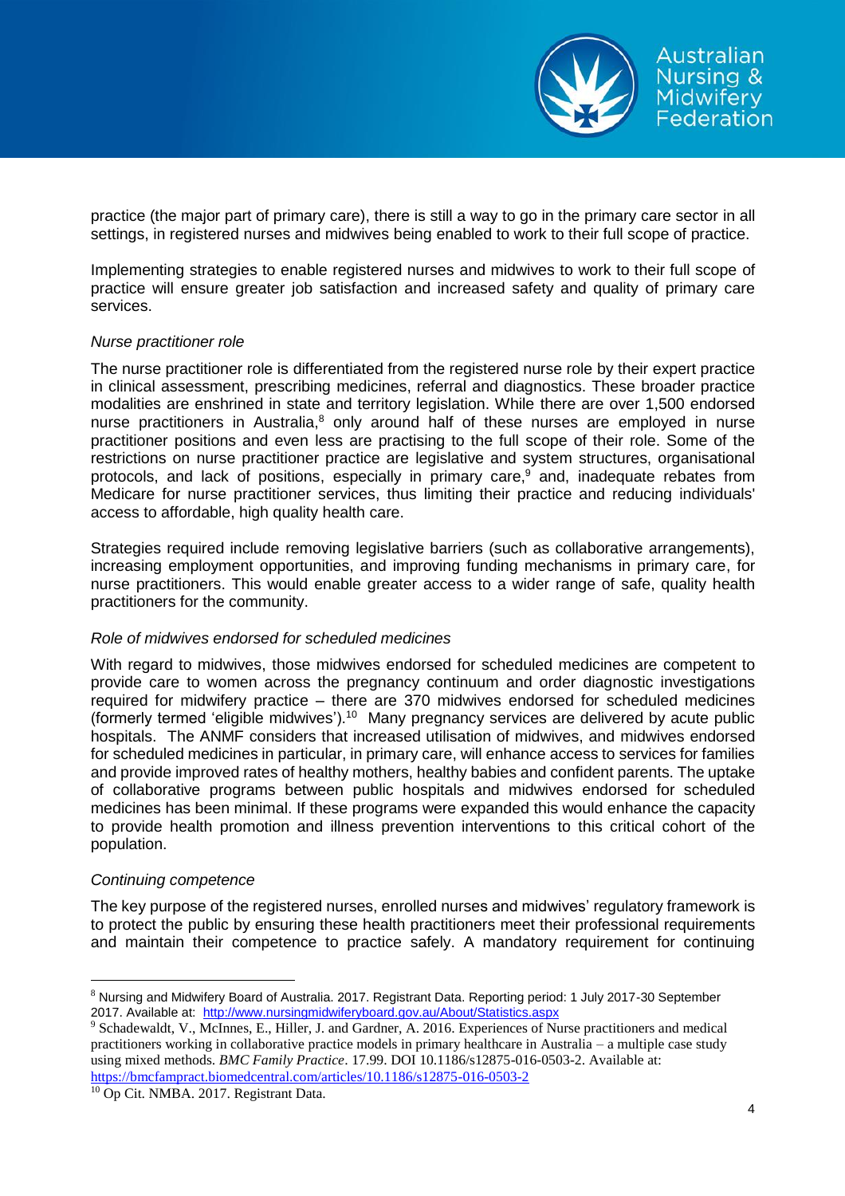practice (the major part of primary care), there is still a way to go in the primary care sector in all settings, in registered nurses and midwives being enabled to work to their full scope of practice.

Implementing strategies to enable registered nurses and midwives to work to their full scope of practice will ensure greater job satisfaction and increased safety and quality of primary care services.

*Nurse practitioner role*

The nurse practitioner role is differentiated from the registered nurse role by their expert practice in clinical assessment, prescribing medicines, referral and diagnostics. These broader practice modalities are enshrined in state and territory legislation. While there are over 1,500 endorsed nurse practitioners in Australia,[8] only around half of these nurses are employed in nurse practitioner positions and even less are practising to the full scope of their role. Some of the restrictions on nurse practitioner practice are legislative and system structures, organisational protocols, and lack of positions, especially in primary care,[9] and, inadequate rebates from Medicare for nurse practitioner services, thus limiting their practice and reducing individuals' access to affordable, high quality health care.

Strategies required include removing legislative barriers (such as collaborative arrangements), increasing employment opportunities, and improving funding mechanisms in primary care, for nurse practitioners. This would enable greater access to a wider range of safe, quality health practitioners for the community.

*Role of midwives endorsed for scheduled medicines*

With regard to midwives, those midwives endorsed for scheduled medicines are competent to provide care to women across the pregnancy continuum and order diagnostic investigations required for midwifery practice – there are 370 midwives endorsed for scheduled medicines (formerly termed 'eligible midwives').[10] Many pregnancy services are delivered by acute public hospitals. The ANMF considers that increased utilisation of midwives, and midwives endorsed for scheduled medicines in particular, in primary care, will enhance access to services for families and provide improved rates of healthy mothers, healthy babies and confident parents. The uptake of collaborative programs between public hospitals and midwives endorsed for scheduled medicines has been minimal. If these programs were expanded this would enhance the capacity to provide health promotion and illness prevention interventions to this critical cohort of the population.

*Continuing competence*

The key purpose of the registered nurses, enrolled nurses and midwives' regulatory framework is to protect the public by ensuring these health practitioners meet their professional requirements and maintain their competence to practice safely. A mandatory requirement for continuing

---

[8] Nursing and Midwifery Board of Australia. 2017. Registrant Data. Reporting period: 1 July 2017-30 September 2017. Available at: [http://www.nursingmidwiferyboard.gov.au/About/Statistics.aspx](http://www.nursingmidwiferyboard.gov.au/About/Statistics.aspx)

[9] Schadewaldt, V., McInnes, E., Hiller, J. and Gardner, A. 2016. Experiences of Nurse practitioners and medical practitioners working in collaborative practice models in primary healthcare in Australia – a multiple case study using mixed methods. *BMC Family Practice*. 17.99. DOI 10.1186/s12875-016-0503-2. Available at: [https://bmcfampract.biomedcentral.com/articles/10.1186/s12875-016-0503-2](https://bmcfampract.biomedcentral.com/articles/10.1186/s12875-016-0503-2)

[10] Op Cit. NMBA. 2017. Registrant Data.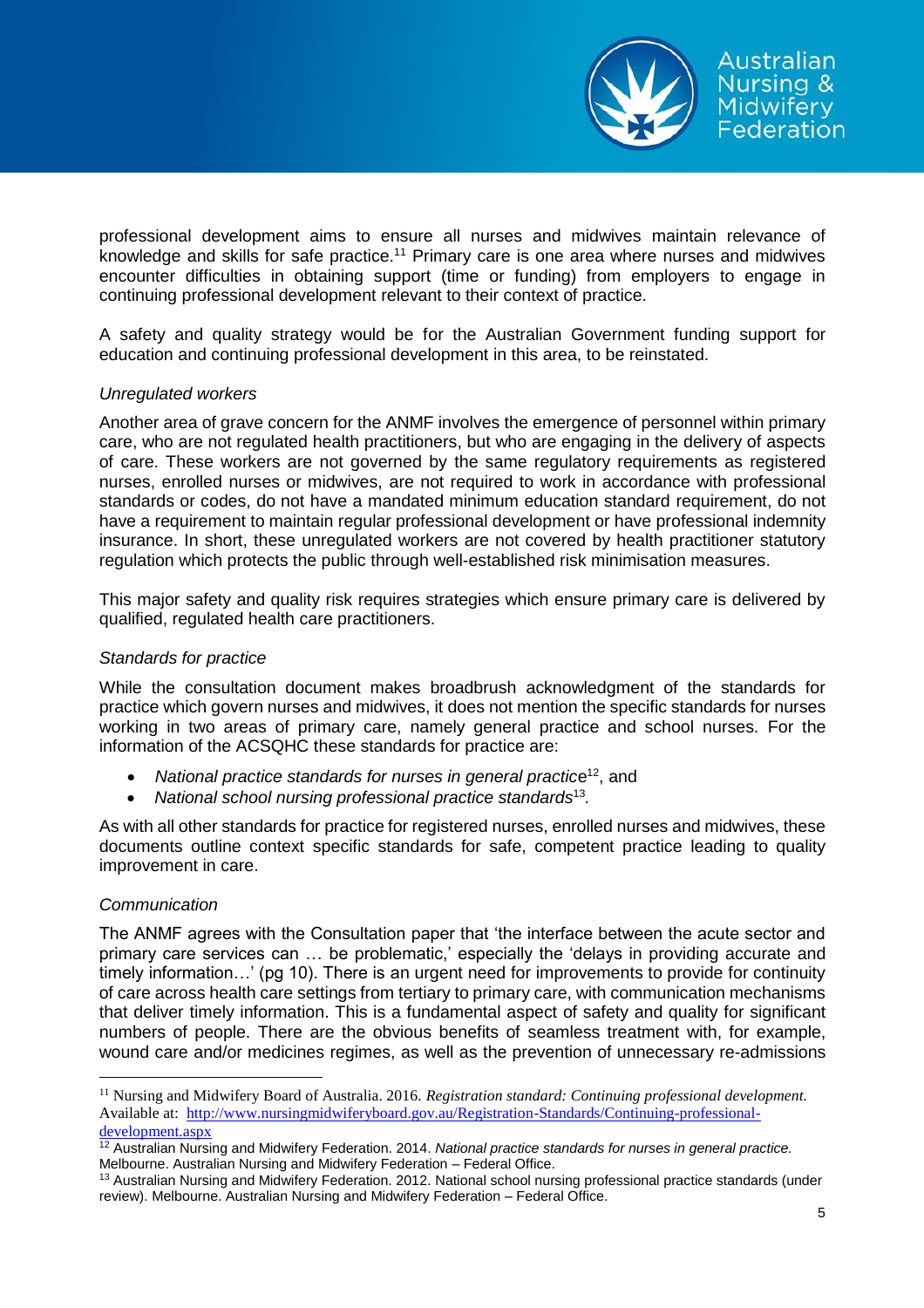professional development aims to ensure all nurses and midwives maintain relevance of knowledge and skills for safe practice.[11] Primary care is one area where nurses and midwives encounter difficulties in obtaining support (time or funding) from employers to engage in continuing professional development relevant to their context of practice.

A safety and quality strategy would be for the Australian Government funding support for education and continuing professional development in this area, to be reinstated.

*Unregulated workers*

Another area of grave concern for the ANMF involves the emergence of personnel within primary care, who are not regulated health practitioners, but who are engaging in the delivery of aspects of care. These workers are not governed by the same regulatory requirements as registered nurses, enrolled nurses or midwives, are not required to work in accordance with professional standards or codes, do not have a mandated minimum education standard requirement, do not have a requirement to maintain regular professional development or have professional indemnity insurance. In short, these unregulated workers are not covered by health practitioner statutory regulation which protects the public through well-established risk minimisation measures.

This major safety and quality risk requires strategies which ensure primary care is delivered by qualified, regulated health care practitioners.

*Standards for practice*

While the consultation document makes broadbrush acknowledgment of the standards for practice which govern nurses and midwives, it does not mention the specific standards for nurses working in two areas of primary care, namely general practice and school nurses. For the information of the ACSQHC these standards for practice are:

- *National practice standards for nurses in general practice*[12], and
- *National school nursing professional practice standards*[13].

As with all other standards for practice for registered nurses, enrolled nurses and midwives, these documents outline context specific standards for safe, competent practice leading to quality improvement in care.

*Communication*

The ANMF agrees with the Consultation paper that 'the interface between the acute sector and primary care services can … be problematic,' especially the 'delays in providing accurate and timely information…' (pg 10). There is an urgent need for improvements to provide for continuity of care across health care settings from tertiary to primary care, with communication mechanisms that deliver timely information. This is a fundamental aspect of safety and quality for significant numbers of people. There are the obvious benefits of seamless treatment with, for example, wound care and/or medicines regimes, as well as the prevention of unnecessary re-admissions

---

[11] Nursing and Midwifery Board of Australia. 2016. *Registration standard: Continuing professional development.* Available at: http://www.nursingmidwiferyboard.gov.au/Registration-Standards/Continuing-professional-development.aspx

[12] Australian Nursing and Midwifery Federation. 2014. *National practice standards for nurses in general practice.* Melbourne. Australian Nursing and Midwifery Federation – Federal Office.

[13] Australian Nursing and Midwifery Federation. 2012. National school nursing professional practice standards (under review). Melbourne. Australian Nursing and Midwifery Federation – Federal Office.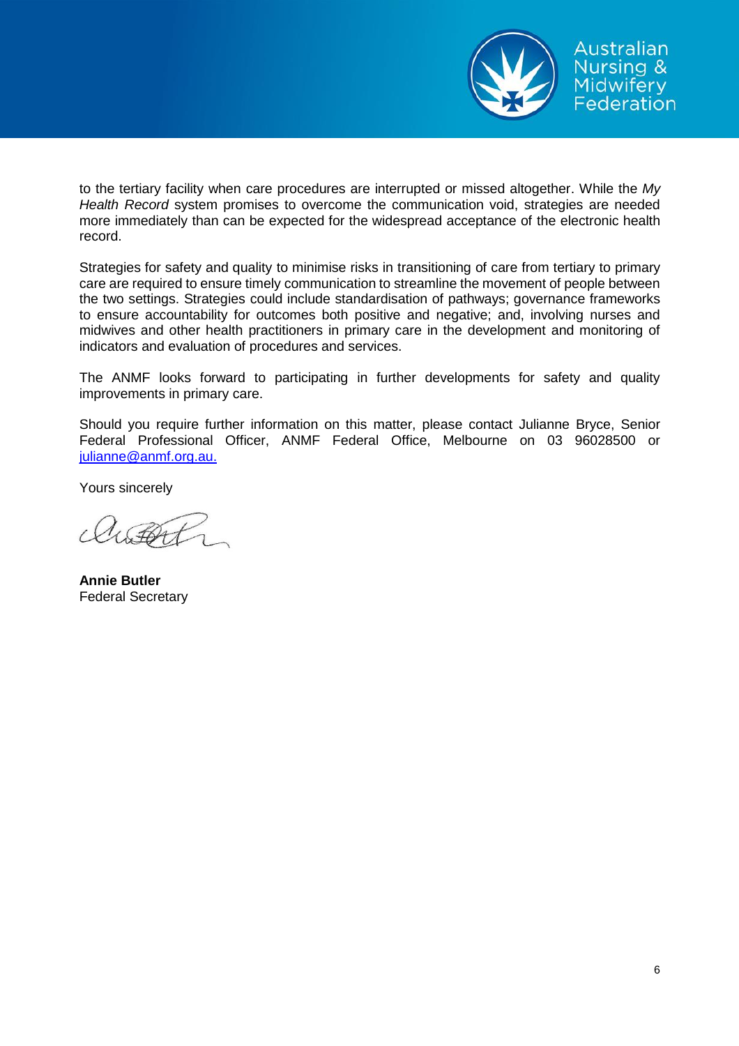to the tertiary facility when care procedures are interrupted or missed altogether. While the *My Health Record* system promises to overcome the communication void, strategies are needed more immediately than can be expected for the widespread acceptance of the electronic health record.

Strategies for safety and quality to minimise risks in transitioning of care from tertiary to primary care are required to ensure timely communication to streamline the movement of people between the two settings. Strategies could include standardisation of pathways; governance frameworks to ensure accountability for outcomes both positive and negative; and, involving nurses and midwives and other health practitioners in primary care in the development and monitoring of indicators and evaluation of procedures and services.

The ANMF looks forward to participating in further developments for safety and quality improvements in primary care.

Should you require further information on this matter, please contact Julianne Bryce, Senior Federal Professional Officer, ANMF Federal Office, Melbourne on 03 96028500 or julianne@anmf.org.au.

Yours sincerely

**Annie Butler**
Federal Secretary